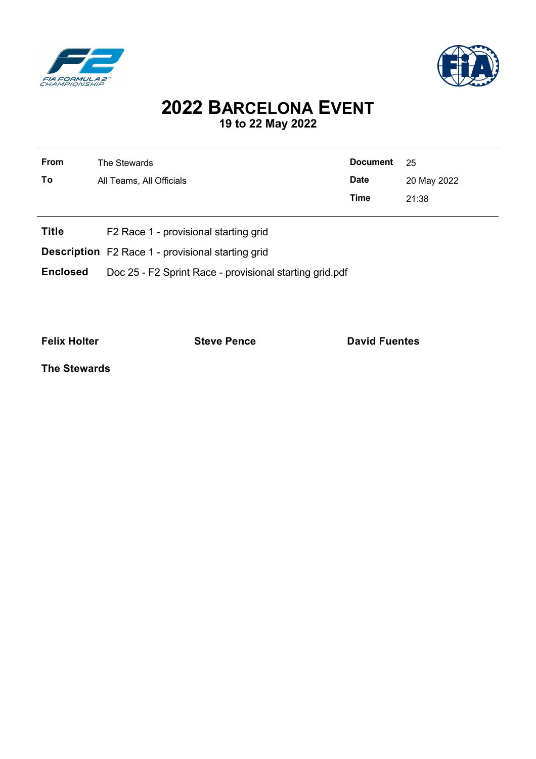# 2022 BARCELONA EVENT

## 19 to 22 May 2022

| | | | |
|---|---|---|---|
| **From** | The Stewards | **Document** | 25 |
| **To** | All Teams, All Officials | **Date** | 20 May 2022 |
| | | **Time** | 21:38 |

**Title** F2 Race 1 - provisional starting grid

**Description** F2 Race 1 - provisional starting grid

**Enclosed** Doc 25 - F2 Sprint Race - provisional starting grid.pdf

**Felix Holter** **Steve Pence** **David Fuentes**

**The Stewards**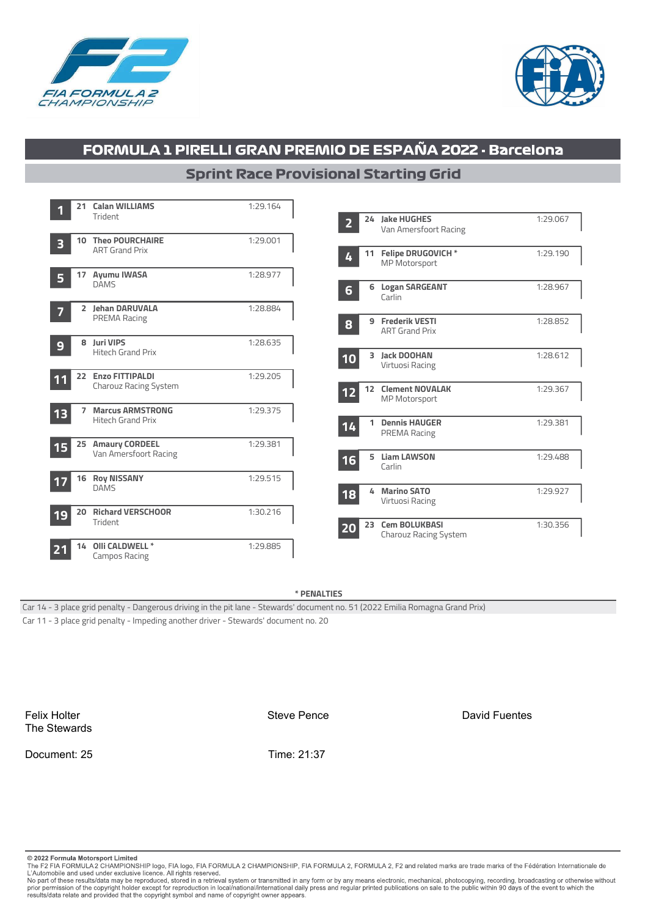# FORMULA 1 PIRELLI GRAN PREMIO DE ESPAÑA 2022 - Barcelona

## Sprint Race Provisional Starting Grid

| Pos | No | Driver | Team | Time |
|---|---|---|---|---|
| 1 | 21 | Calan WILLIAMS | Trident | 1:29.164 |
| 2 | 24 | Jake HUGHES | Van Amersfoort Racing | 1:29.067 |
| 3 | 10 | Theo POURCHAIRE | ART Grand Prix | 1:29.001 |
| 4 | 11 | Felipe DRUGOVICH * | MP Motorsport | 1:29.190 |
| 5 | 17 | Ayumu IWASA | DAMS | 1:28.977 |
| 6 | 6 | Logan SARGEANT | Carlin | 1:28.967 |
| 7 | 2 | Jehan DARUVALA | PREMA Racing | 1:28.884 |
| 8 | 9 | Frederik VESTI | ART Grand Prix | 1:28.852 |
| 9 | 8 | Juri VIPS | Hitech Grand Prix | 1:28.635 |
| 10 | 3 | Jack DOOHAN | Virtuosi Racing | 1:28.612 |
| 11 | 22 | Enzo FITTIPALDI | Charouz Racing System | 1:29.205 |
| 12 | 12 | Clement NOVALAK | MP Motorsport | 1:29.367 |
| 13 | 7 | Marcus ARMSTRONG | Hitech Grand Prix | 1:29.375 |
| 14 | 1 | Dennis HAUGER | PREMA Racing | 1:29.381 |
| 15 | 25 | Amaury CORDEEL | Van Amersfoort Racing | 1:29.381 |
| 16 | 5 | Liam LAWSON | Carlin | 1:29.488 |
| 17 | 16 | Roy NISSANY | DAMS | 1:29.515 |
| 18 | 4 | Marino SATO | Virtuosi Racing | 1:29.927 |
| 19 | 20 | Richard VERSCHOOR | Trident | 1:30.216 |
| 20 | 23 | Cem BOLUKBASI | Charouz Racing System | 1:30.356 |
| 21 | 14 | Olli CALDWELL * | Campos Racing | 1:29.885 |

**\* PENALTIES**

Car 14 - 3 place grid penalty - Dangerous driving in the pit lane - Stewards' document no. 51 (2022 Emilia Romagna Grand Prix)

Car 11 - 3 place grid penalty - Impeding another driver - Stewards' document no. 20

Felix Holter
The Stewards

Steve Pence

David Fuentes

Document: 25

Time: 21:37

© 2022 Formula Motorsport Limited
The F2 FIA FORMULA 2 CHAMPIONSHIP logo, FIA logo, FIA FORMULA 2 CHAMPIONSHIP, FIA FORMULA 2, FORMULA 2, F2 and related marks are trade marks of the Fédération Internationale de L'Automobile and used under exclusive licence. All rights reserved.
No part of these results/data may be reproduced, stored in a retrieval system or transmitted in any form or by any means electronic, mechanical, photocopying, recording, broadcasting or otherwise without prior permission of the copyright holder except for reproduction in local/national/international daily press and regular printed publications on sale to the public within 90 days of the event to which the results/data relate and provided that the copyright symbol and name of copyright owner appears.